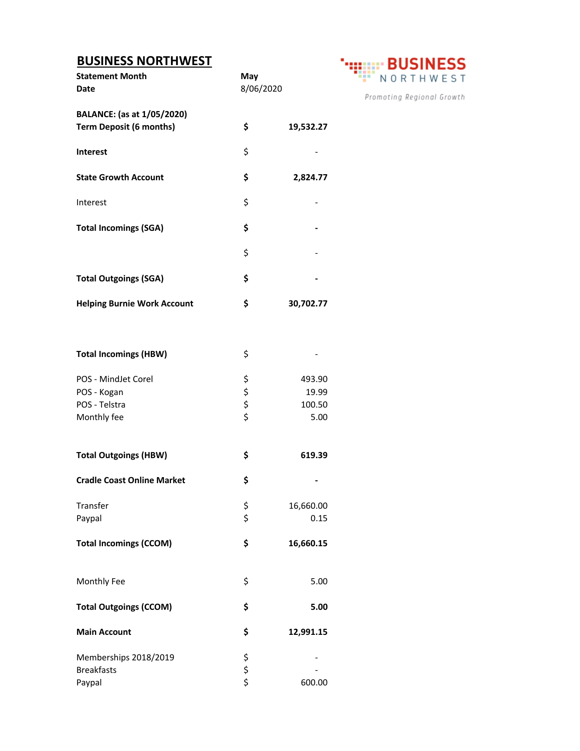# BUSINESS NORTHWEST

BUSINESS NORTHWEST

*Promoting Regional Growth*

| | | |
|---|---|---|
| **Statement Month** | **May** | |
| **Date** | 8/06/2020 | |
| | | |
| **BALANCE: (as at 1/05/2020)** | | |
| **Term Deposit (6 months)** | **$** | **19,532.27** |
| | | |
| **Interest** | $ | - |
| | | |
| **State Growth Account** | **$** | **2,824.77** |
| | | |
| Interest | $ | - |
| | | |
| **Total Incomings (SGA)** | **$** | **-** |
| | | |
| | $ | - |
| | | |
| **Total Outgoings (SGA)** | **$** | **-** |
| | | |
| **Helping Burnie Work Account** | **$** | **30,702.77** |
| | | |
| **Total Incomings (HBW)** | $ | - |
| | | |
| POS - MindJet Corel | $ | 493.90 |
| POS - Kogan | $ | 19.99 |
| POS - Telstra | $ | 100.50 |
| Monthly fee | $ | 5.00 |
| | | |
| **Total Outgoings (HBW)** | **$** | **619.39** |
| | | |
| **Cradle Coast Online Market** | **$** | **-** |
| | | |
| Transfer | $ | 16,660.00 |
| Paypal | $ | 0.15 |
| | | |
| **Total Incomings (CCOM)** | **$** | **16,660.15** |
| | | |
| Monthly Fee | $ | 5.00 |
| | | |
| **Total Outgoings (CCOM)** | **$** | **5.00** |
| | | |
| **Main Account** | **$** | **12,991.15** |
| | | |
| Memberships 2018/2019 | $ | - |
| Breakfasts | $ | - |
| Paypal | $ | 600.00 |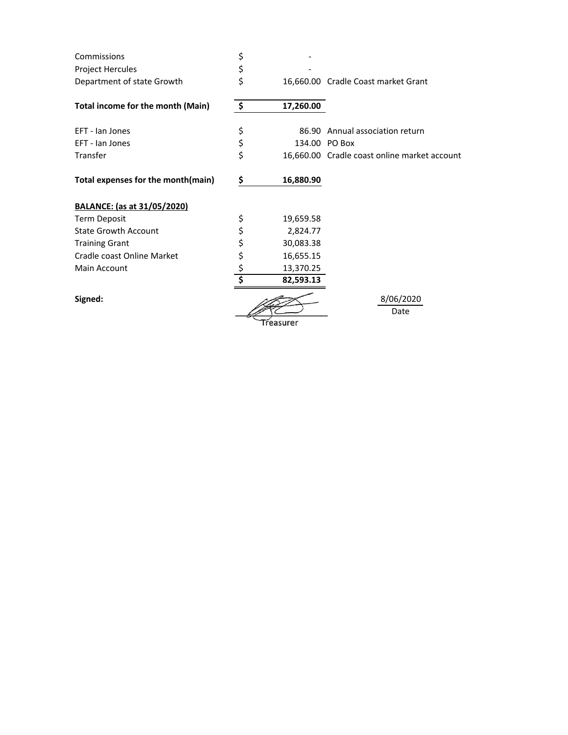| | | | |
|---|---|---|---|
| Commissions | $ | - | |
| Project Hercules | $ | - | |
| Department of state Growth | $ | 16,660.00 | Cradle Coast market Grant |
| **Total income for the month (Main)** | **$** | **17,260.00** | |
| EFT - Ian Jones | $ | 86.90 | Annual association return |
| EFT - Ian Jones | $ | 134.00 | PO Box |
| Transfer | $ | 16,660.00 | Cradle coast online market account |
| **Total expenses for the month(main)** | **$** | **16,880.90** | |

**BALANCE: (as at 31/05/2020)**

| | | |
|---|---|---|
| Term Deposit | $ | 19,659.58 |
| State Growth Account | $ | 2,824.77 |
| Training Grant | $ | 30,083.38 |
| Cradle coast Online Market | $ | 16,655.15 |
| Main Account | $ | 13,370.25 |
| | **$** | **82,593.13** |

**Signed:**

Treasurer

8/06/2020

Date